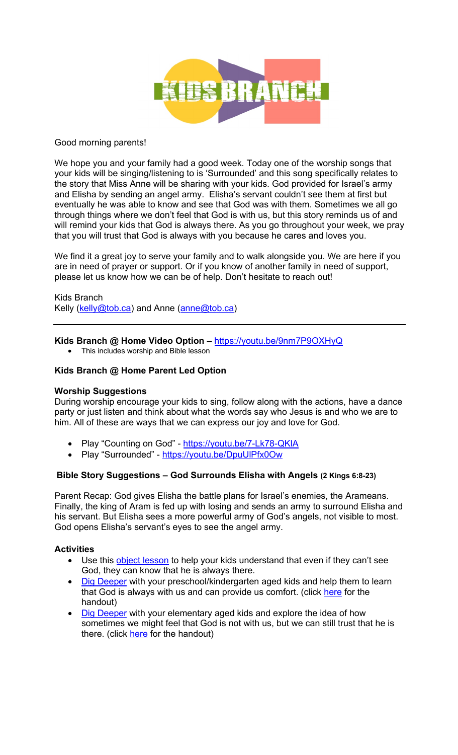KIDS BRANCH

Good morning parents!

We hope you and your family had a good week. Today one of the worship songs that your kids will be singing/listening to is 'Surrounded' and this song specifically relates to the story that Miss Anne will be sharing with your kids. God provided for Israel's army and Elisha by sending an angel army. Elisha's servant couldn't see them at first but eventually he was able to know and see that God was with them. Sometimes we all go through things where we don't feel that God is with us, but this story reminds us of and will remind your kids that God is always there. As you go throughout your week, we pray that you will trust that God is always with you because he cares and loves you.

We find it a great joy to serve your family and to walk alongside you. We are here if you are in need of prayer or support. Or if you know of another family in need of support, please let us know how we can be of help. Don't hesitate to reach out!

Kids Branch
Kelly (kelly@tob.ca) and Anne (anne@tob.ca)

---

**Kids Branch @ Home Video Option –** https://youtu.be/9nm7P9OXHyQ

- This includes worship and Bible lesson

**Kids Branch @ Home Parent Led Option**

**Worship Suggestions**

During worship encourage your kids to sing, follow along with the actions, have a dance party or just listen and think about what the words say who Jesus is and who we are to him. All of these are ways that we can express our joy and love for God.

- Play "Counting on God" - https://youtu.be/7-Lk78-QKlA
- Play "Surrounded" - https://youtu.be/DpuUlPfx0Ow

**Bible Story Suggestions – God Surrounds Elisha with Angels (2 Kings 6:8-23)**

Parent Recap: God gives Elisha the battle plans for Israel's enemies, the Arameans. Finally, the king of Aram is fed up with losing and sends an army to surround Elisha and his servant. But Elisha sees a more powerful army of God's angels, not visible to most. God opens Elisha's servant's eyes to see the angel army.

**Activities**

- Use this object lesson to help your kids understand that even if they can't see God, they can know that he is always there.
- Dig Deeper with your preschool/kindergarten aged kids and help them to learn that God is always with us and can provide us comfort. (click here for the handout)
- Dig Deeper with your elementary aged kids and explore the idea of how sometimes we might feel that God is not with us, but we can still trust that he is there. (click here for the handout)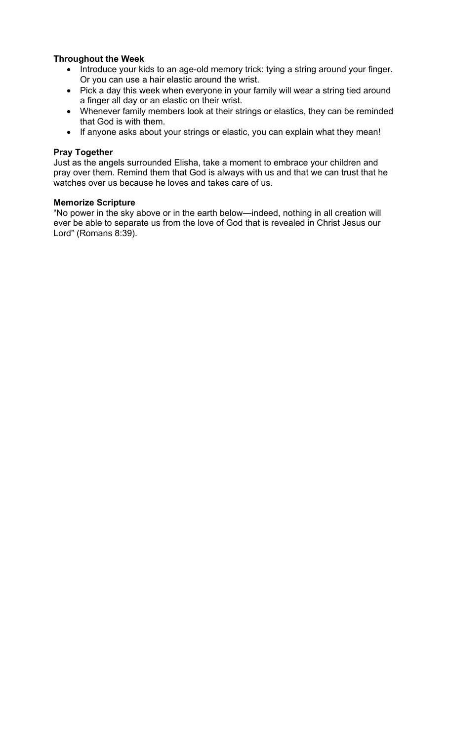**Throughout the Week**

- Introduce your kids to an age-old memory trick: tying a string around your finger. Or you can use a hair elastic around the wrist.
- Pick a day this week when everyone in your family will wear a string tied around a finger all day or an elastic on their wrist.
- Whenever family members look at their strings or elastics, they can be reminded that God is with them.
- If anyone asks about your strings or elastic, you can explain what they mean!

**Pray Together**

Just as the angels surrounded Elisha, take a moment to embrace your children and pray over them. Remind them that God is always with us and that we can trust that he watches over us because he loves and takes care of us.

**Memorize Scripture**

"No power in the sky above or in the earth below—indeed, nothing in all creation will ever be able to separate us from the love of God that is revealed in Christ Jesus our Lord" (Romans 8:39).